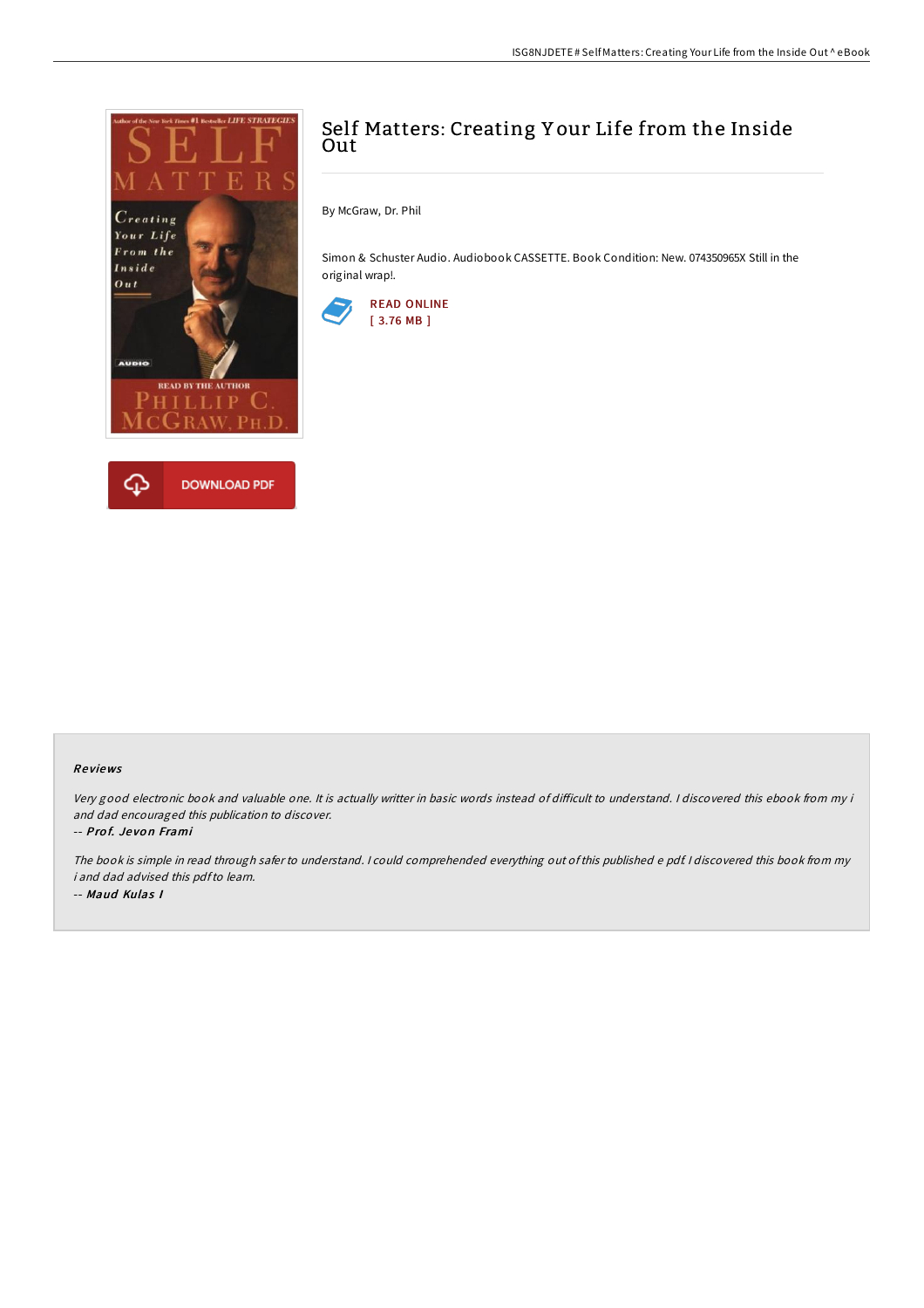# Self Matters: Creating Your Life from the Inside Out

By McGraw, Dr. Phil

Simon & Schuster Audio. Audiobook CASSETTE. Book Condition: New. 074350965X Still in the original wrap!.

READ ONLINE
[ 3.76 MB ]

DOWNLOAD PDF

### Reviews

*Very good electronic book and valuable one. It is actually writter in basic words instead of difficult to understand. I discovered this ebook from my i and dad encouraged this publication to discover.*

-- ***Prof. Jevon Frami***

*The book is simple in read through safer to understand. I could comprehended everything out of this published e pdf. I discovered this book from my i and dad advised this pdf to learn.*

-- ***Maud Kulas I***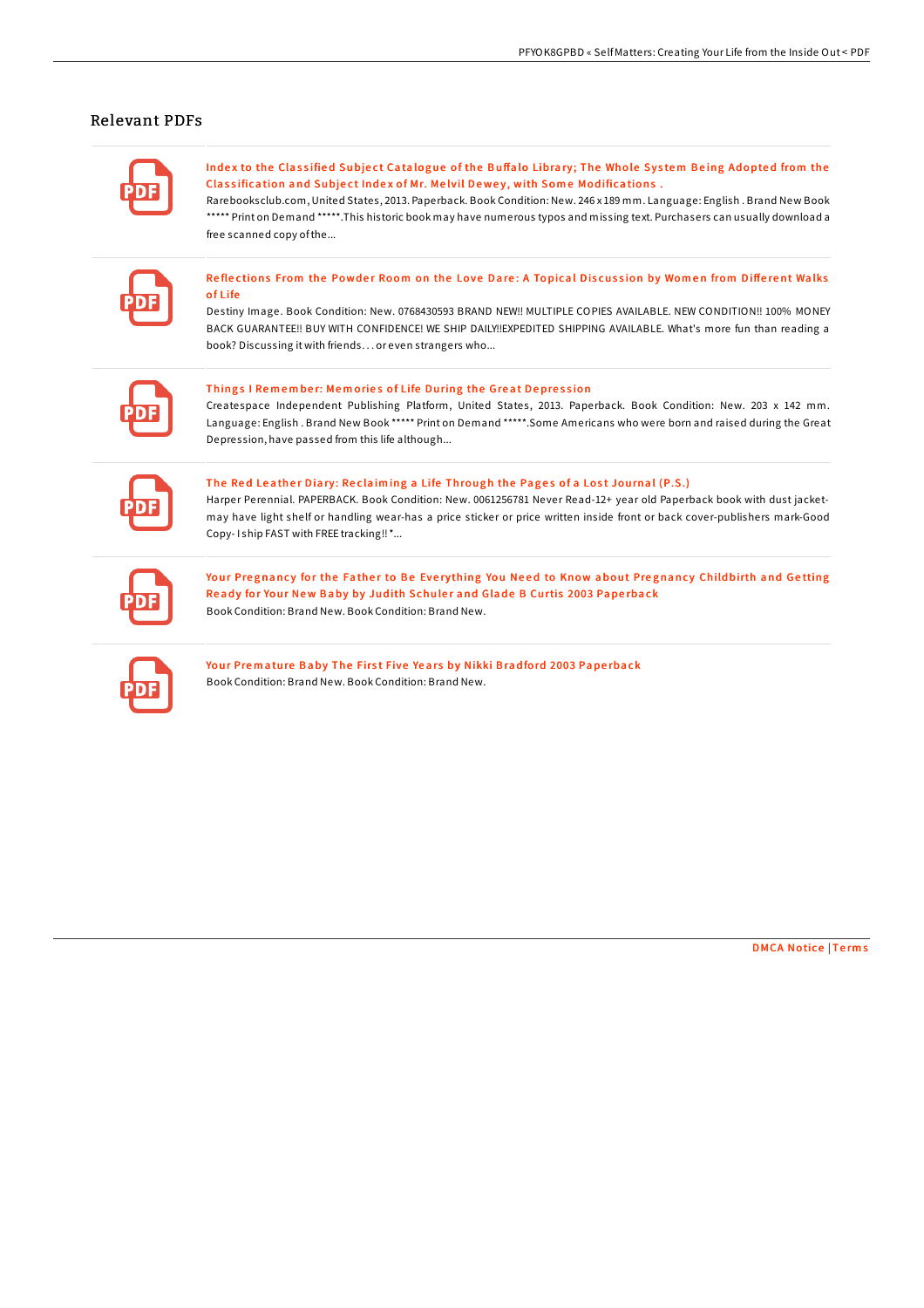## Relevant PDFs

**Index to the Classified Subject Catalogue of the Buffalo Library; The Whole System Being Adopted from the Classification and Subject Index of Mr. Melvil Dewey, with Some Modifications .**

Rarebooksclub.com, United States, 2013. Paperback. Book Condition: New. 246 x 189 mm. Language: English . Brand New Book ***** Print on Demand *****.This historic book may have numerous typos and missing text. Purchasers can usually download a free scanned copy of the...

**Reflections From the Powder Room on the Love Dare: A Topical Discussion by Women from Different Walks of Life**

Destiny Image. Book Condition: New. 0768430593 BRAND NEW!! MULTIPLE COPIES AVAILABLE. NEW CONDITION!! 100% MONEY BACK GUARANTEE!! BUY WITH CONFIDENCE! WE SHIP DAILY!!EXPEDITED SHIPPING AVAILABLE. What's more fun than reading a book? Discussing it with friends. . . or even strangers who...

**Things I Remember: Memories of Life During the Great Depression**

Createspace Independent Publishing Platform, United States, 2013. Paperback. Book Condition: New. 203 x 142 mm. Language: English . Brand New Book ***** Print on Demand *****.Some Americans who were born and raised during the Great Depression, have passed from this life although...

**The Red Leather Diary: Reclaiming a Life Through the Pages of a Lost Journal (P.S.)**

Harper Perennial. PAPERBACK. Book Condition: New. 0061256781 Never Read-12+ year old Paperback book with dust jacket-may have light shelf or handling wear-has a price sticker or price written inside front or back cover-publishers mark-Good Copy- I ship FAST with FREE tracking!! *...

**Your Pregnancy for the Father to Be Everything You Need to Know about Pregnancy Childbirth and Getting Ready for Your New Baby by Judith Schuler and Glade B Curtis 2003 Paperback**

Book Condition: Brand New. Book Condition: Brand New.

**Your Premature Baby The First Five Years by Nikki Bradford 2003 Paperback**

Book Condition: Brand New. Book Condition: Brand New.

DMCA Notice | Terms